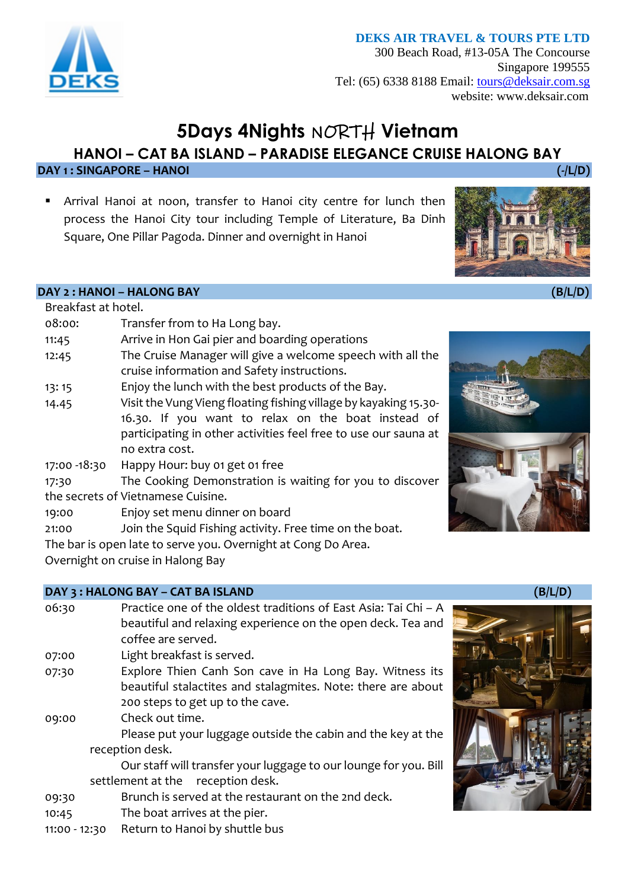**DEKS AIR TRAVEL & TOURS PTE LTD**
300 Beach Road, #13-05A The Concourse
Singapore 199555
Tel: (65) 6338 8188 Email: tours@deksair.com.sg
website: www.deksair.com

# 5Days 4Nights NORTH Vietnam

## HANOI – CAT BA ISLAND – PARADISE ELEGANCE CRUISE HALONG BAY

### DAY 1 : SINGAPORE – HANOI (-/L/D)

- Arrival Hanoi at noon, transfer to Hanoi city centre for lunch then process the Hanoi City tour including Temple of Literature, Ba Dinh Square, One Pillar Pagoda. Dinner and overnight in Hanoi

### DAY 2 : HANOI – HALONG BAY (B/L/D)

Breakfast at hotel.

08:00: Transfer from to Ha Long bay.
11:45 Arrive in Hon Gai pier and boarding operations
12:45 The Cruise Manager will give a welcome speech with all the cruise information and Safety instructions.
13: 15 Enjoy the lunch with the best products of the Bay.
14.45 Visit the Vung Vieng floating fishing village by kayaking 15.30-16.30. If you want to relax on the boat instead of participating in other activities feel free to use our sauna at no extra cost.
17:00 -18:30 Happy Hour: buy 01 get 01 free
17:30 The Cooking Demonstration is waiting for you to discover the secrets of Vietnamese Cuisine.
19:00 Enjoy set menu dinner on board
21:00 Join the Squid Fishing activity. Free time on the boat.

The bar is open late to serve you. Overnight at Cong Do Area.
Overnight on cruise in Halong Bay

### DAY 3 : HALONG BAY – CAT BA ISLAND (B/L/D)

06:30 Practice one of the oldest traditions of East Asia: Tai Chi – A beautiful and relaxing experience on the open deck. Tea and coffee are served.
07:00 Light breakfast is served.
07:30 Explore Thien Canh Son cave in Ha Long Bay. Witness its beautiful stalactites and stalagmites. Note: there are about 200 steps to get up to the cave.
09:00 Check out time.
Please put your luggage outside the cabin and the key at the reception desk.
Our staff will transfer your luggage to our lounge for you. Bill settlement at the reception desk.
09:30 Brunch is served at the restaurant on the 2nd deck.
10:45 The boat arrives at the pier.
11:00 - 12:30 Return to Hanoi by shuttle bus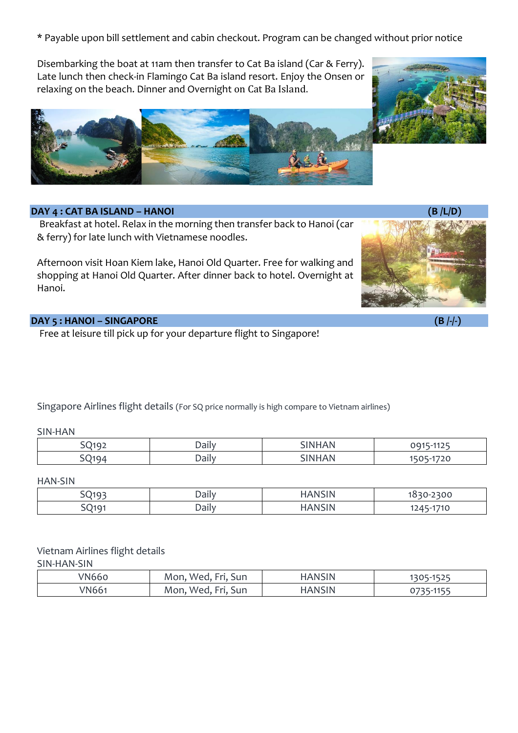* Payable upon bill settlement and cabin checkout. Program can be changed without prior notice

Disembarking the boat at 11am then transfer to Cat Ba island (Car & Ferry). Late lunch then check-in Flamingo Cat Ba island resort. Enjoy the Onsen or relaxing on the beach. Dinner and Overnight on Cat Ba Island.

## DAY 4 : CAT BA ISLAND – HANOI (B /L/D)

Breakfast at hotel. Relax in the morning then transfer back to Hanoi (car & ferry) for late lunch with Vietnamese noodles.

Afternoon visit Hoan Kiem lake, Hanoi Old Quarter. Free for walking and shopping at Hanoi Old Quarter. After dinner back to hotel. Overnight at Hanoi.

## DAY 5 : HANOI – SINGAPORE (B /-/-)

Free at leisure till pick up for your departure flight to Singapore!

Singapore Airlines flight details (For SQ price normally is high compare to Vietnam airlines)

SIN-HAN

| SQ192 | Daily | SINHAN | 0915-1125 |
|---|---|---|---|
| SQ194 | Daily | SINHAN | 1505-1720 |

HAN-SIN

| SQ193 | Daily | HANSIN | 1830-2300 |
|---|---|---|---|
| SQ191 | Daily | HANSIN | 1245-1710 |

Vietnam Airlines flight details

SIN-HAN-SIN

| VN660 | Mon, Wed, Fri, Sun | HANSIN | 1305-1525 |
|---|---|---|---|
| VN661 | Mon, Wed, Fri, Sun | HANSIN | 0735-1155 |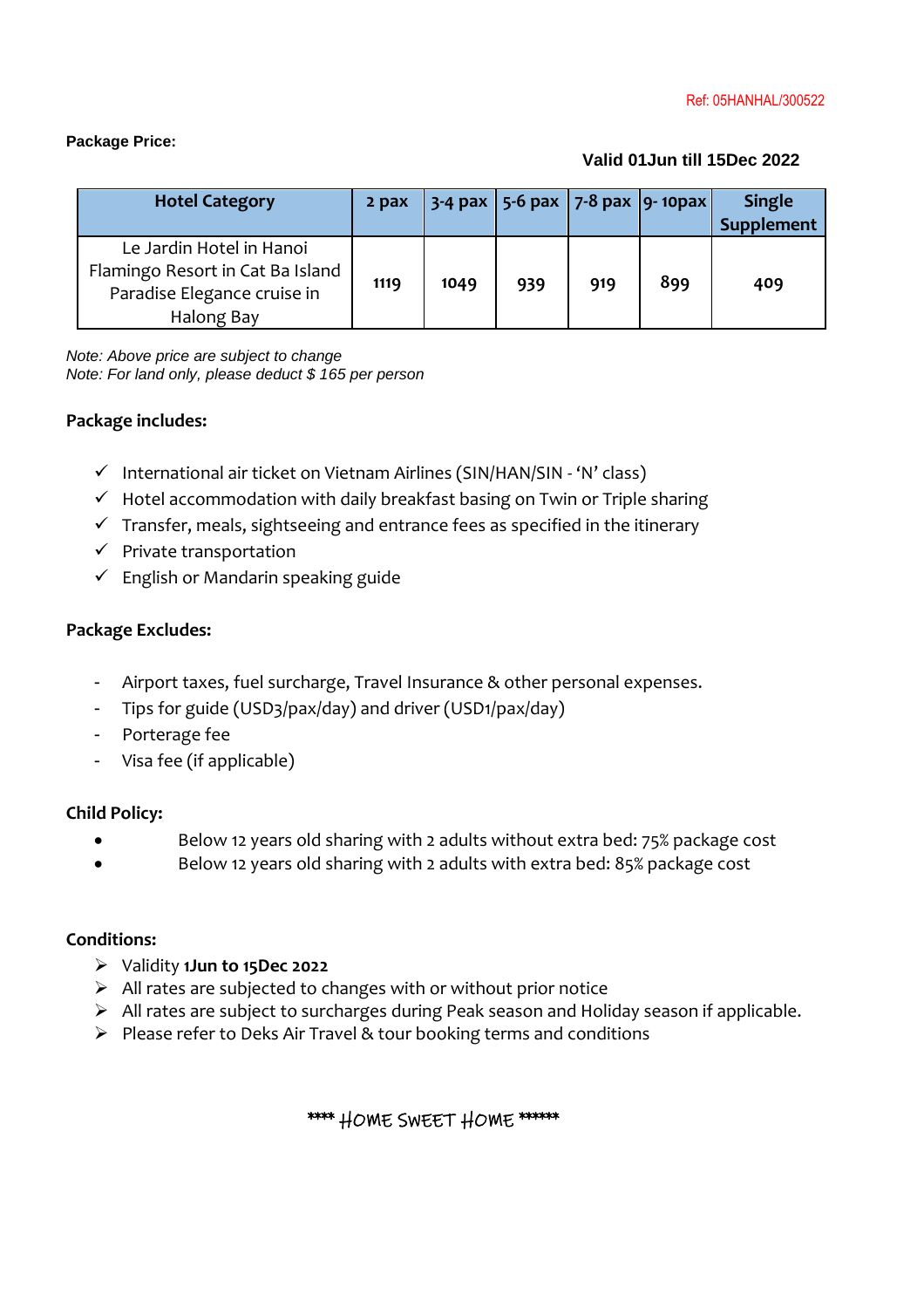Ref: 05HANHAL/300522

**Package Price:**

**Valid 01Jun till 15Dec 2022**

| Hotel Category | 2 pax | 3-4 pax | 5-6 pax | 7-8 pax | 9- 10pax | Single Supplement |
|---|---|---|---|---|---|---|
| Le Jardin Hotel in Hanoi Flamingo Resort in Cat Ba Island Paradise Elegance cruise in Halong Bay | 1119 | 1049 | 939 | 919 | 899 | 409 |

*Note: Above price are subject to change*
*Note: For land only, please deduct $ 165 per person*

**Package includes:**

- ✓ International air ticket on Vietnam Airlines (SIN/HAN/SIN - 'N' class)
- ✓ Hotel accommodation with daily breakfast basing on Twin or Triple sharing
- ✓ Transfer, meals, sightseeing and entrance fees as specified in the itinerary
- ✓ Private transportation
- ✓ English or Mandarin speaking guide

**Package Excludes:**

- Airport taxes, fuel surcharge, Travel Insurance & other personal expenses.
- Tips for guide (USD3/pax/day) and driver (USD1/pax/day)
- Porterage fee
- Visa fee (if applicable)

**Child Policy:**

- Below 12 years old sharing with 2 adults without extra bed: 75% package cost
- Below 12 years old sharing with 2 adults with extra bed: 85% package cost

**Conditions:**

- ➢ Validity **1Jun to 15Dec 2022**
- ➢ All rates are subjected to changes with or without prior notice
- ➢ All rates are subject to surcharges during Peak season and Holiday season if applicable.
- ➢ Please refer to Deks Air Travel & tour booking terms and conditions

**** HOME SWEET HOME ******